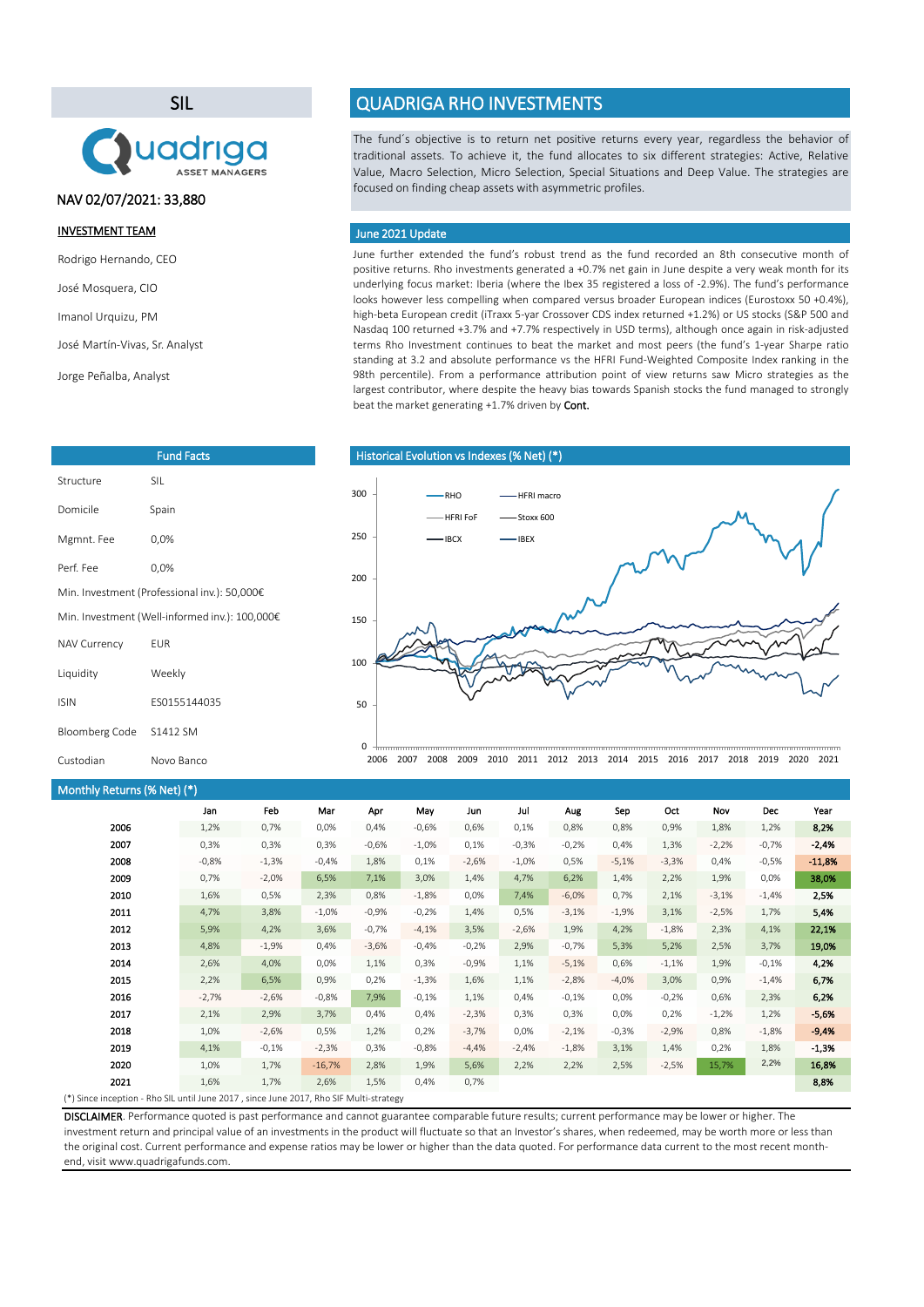# SIL

NAV 02/07/2021: 33,880

**INVESTMENT TEAM**

Rodrigo Hernando, CEO

José Mosquera, CIO

Imanol Urquizu, PM

José Martín-Vivas, Sr. Analyst

Jorge Peñalba, Analyst

# QUADRIGA RHO INVESTMENTS

The fund´s objective is to return net positive returns every year, regardless the behavior of traditional assets. To achieve it, the fund allocates to six different strategies: Active, Relative Value, Macro Selection, Micro Selection, Special Situations and Deep Value. The strategies are focused on finding cheap assets with asymmetric profiles.

## June 2021 Update

June further extended the fund's robust trend as the fund recorded an 8th consecutive month of positive returns. Rho investments generated a +0.7% net gain in June despite a very weak month for its underlying focus market: Iberia (where the Ibex 35 registered a loss of -2.9%). The fund's performance looks however less compelling when compared versus broader European indices (Eurostoxx 50 +0.4%), high-beta European credit (iTraxx 5-yar Crossover CDS index returned +1.2%) or US stocks (S&P 500 and Nasdaq 100 returned +3.7% and +7.7% respectively in USD terms), although once again in risk-adjusted terms Rho Investment continues to beat the market and most peers (the fund's 1-year Sharpe ratio standing at 3.2 and absolute performance vs the HFRI Fund-Weighted Composite Index ranking in the 98th percentile). From a performance attribution point of view returns saw Micro strategies as the largest contributor, where despite the heavy bias towards Spanish stocks the fund managed to strongly beat the market generating +1.7% driven by Cont.

## Fund Facts

| | |
|---|---|
| Structure | SIL |
| Domicile | Spain |
| Mgmnt. Fee | 0,0% |
| Perf. Fee | 0,0% |
| Min. Investment (Professional inv.): 50,000€ | |
| Min. Investment (Well-informed inv.): 100,000€ | |
| NAV Currency | EUR |
| Liquidity | Weekly |
| ISIN | ES0155144035 |
| Bloomberg Code | S1412 SM |
| Custodian | Novo Banco |

## Historical Evolution vs Indexes (% Net) (*)

## Monthly Returns (% Net) (*)

| | Jan | Feb | Mar | Apr | May | Jun | Jul | Aug | Sep | Oct | Nov | Dec | Year |
|---|---|---|---|---|---|---|---|---|---|---|---|---|---|
| **2006** | 1,2% | 0,7% | 0,0% | 0,4% | -0,6% | 0,6% | 0,1% | 0,8% | 0,8% | 0,9% | 1,8% | 1,2% | **8,2%** |
| **2007** | 0,3% | 0,3% | 0,3% | -0,6% | -1,0% | 0,1% | -0,3% | -0,2% | 0,4% | 1,3% | -2,2% | -0,7% | **-2,4%** |
| **2008** | -0,8% | -1,3% | -0,4% | 1,8% | 0,1% | -2,6% | -1,0% | 0,5% | -5,1% | -3,3% | 0,4% | -0,5% | **-11,8%** |
| **2009** | 0,7% | -2,0% | 6,5% | 7,1% | 3,0% | 1,4% | 4,7% | 6,2% | 1,4% | 2,2% | 1,9% | 0,0% | **38,0%** |
| **2010** | 1,6% | 0,5% | 2,3% | 0,8% | -1,8% | 0,0% | 7,4% | -6,0% | 0,7% | 2,1% | -3,1% | -1,4% | **2,5%** |
| **2011** | 4,7% | 3,8% | -1,0% | -0,9% | -0,2% | 1,4% | 0,5% | -3,1% | -1,9% | 3,1% | -2,5% | 1,7% | **5,4%** |
| **2012** | 5,9% | 4,2% | 3,6% | -0,7% | -4,1% | 3,5% | -2,6% | 1,9% | 4,2% | -1,8% | 2,3% | 4,1% | **22,1%** |
| **2013** | 4,8% | -1,9% | 0,4% | -3,6% | -0,4% | -0,2% | 2,9% | -0,7% | 5,3% | 5,2% | 2,5% | 3,7% | **19,0%** |
| **2014** | 2,6% | 4,0% | 0,0% | 1,1% | 0,3% | -0,9% | 1,1% | -5,1% | 0,6% | -1,1% | 1,9% | -0,1% | **4,2%** |
| **2015** | 2,2% | 6,5% | 0,9% | 0,2% | -1,3% | 1,6% | 1,1% | -2,8% | -4,0% | 3,0% | 0,9% | -1,4% | **6,7%** |
| **2016** | -2,7% | -2,6% | -0,8% | 7,9% | -0,1% | 1,1% | 0,4% | -0,1% | 0,0% | -0,2% | 0,6% | 2,3% | **6,2%** |
| **2017** | 2,1% | 2,9% | 3,7% | 0,4% | 0,4% | -2,3% | 0,3% | 0,3% | 0,0% | 0,2% | -1,2% | 1,2% | **-5,6%** |
| **2018** | 1,0% | -2,6% | 0,5% | 1,2% | 0,2% | -3,7% | 0,0% | -2,1% | -0,3% | -2,9% | 0,8% | -1,8% | **-9,4%** |
| **2019** | 4,1% | -0,1% | -2,3% | 0,3% | -0,8% | -4,4% | -2,4% | -1,8% | 3,1% | 1,4% | 0,2% | 1,8% | **-1,3%** |
| **2020** | 1,0% | 1,7% | -16,7% | 2,8% | 1,9% | 5,6% | 2,2% | 2,2% | 2,5% | -2,5% | 15,7% | 2,2% | **16,8%** |
| **2021** | 1,6% | 1,7% | 2,6% | 1,5% | 0,4% | 0,7% | | | | | | | **8,8%** |

(*) Since inception - Rho SIL until June 2017 , since June 2017, Rho SIF Multi-strategy

**DISCLAIMER**. Performance quoted is past performance and cannot guarantee comparable future results; current performance may be lower or higher. The investment return and principal value of an investments in the product will fluctuate so that an Investor's shares, when redeemed, may be worth more or less than the original cost. Current performance and expense ratios may be lower or higher than the data quoted. For performance data current to the most recent month-end, visit www.quadrigafunds.com.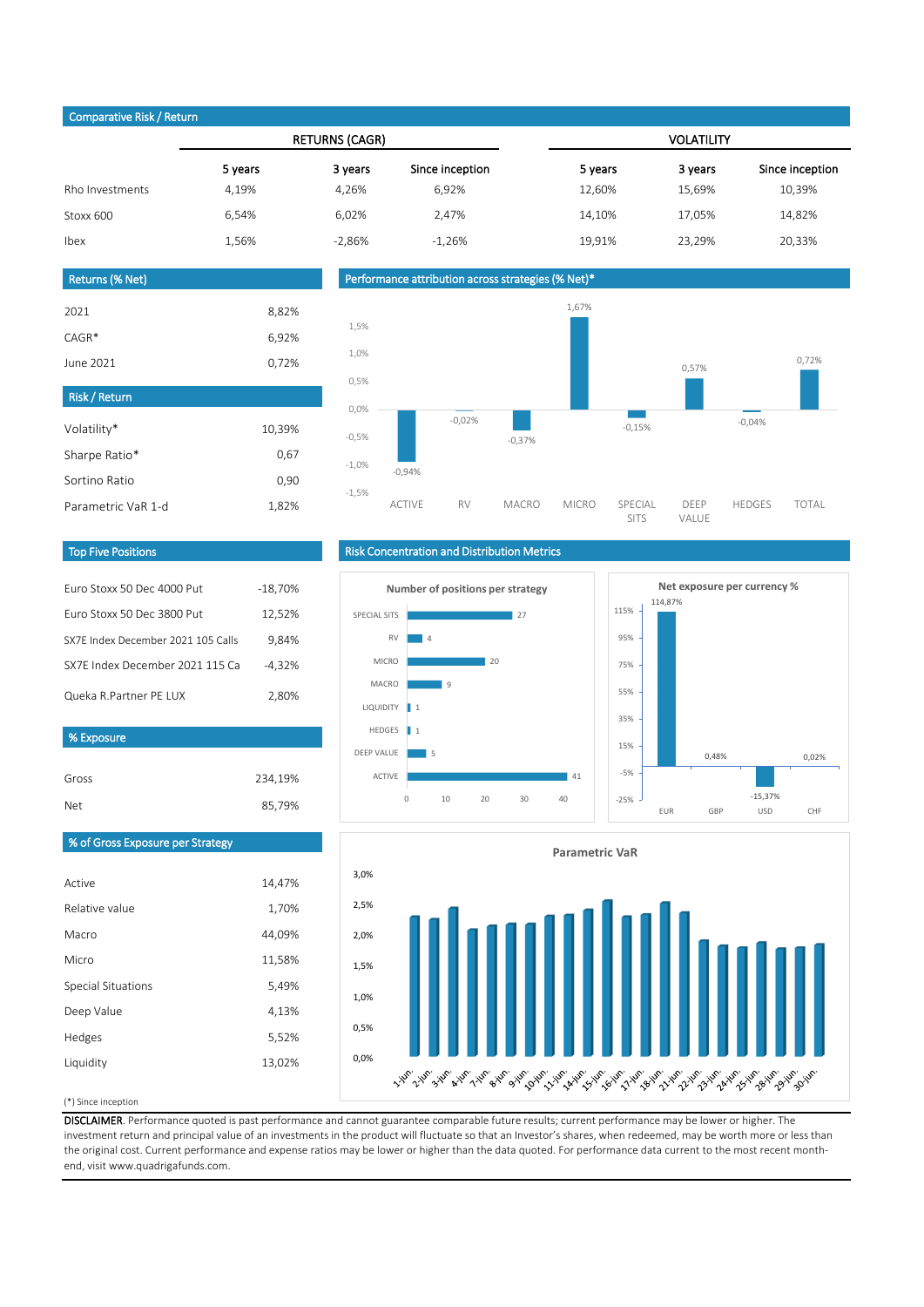## Comparative Risk / Return

| | RETURNS (CAGR) | | | VOLATILITY | | |
|---|---|---|---|---|---|---|
| | 5 years | 3 years | Since inception | 5 years | 3 years | Since inception |
| Rho Investments | 4,19% | 4,26% | 6,92% | 12,60% | 15,69% | 10,39% |
| Stoxx 600 | 6,54% | 6,02% | 2,47% | 14,10% | 17,05% | 14,82% |
| Ibex | 1,56% | -2,86% | -1,26% | 19,91% | 23,29% | 20,33% |

## Returns (% Net)

| | |
|---|---|
| 2021 | 8,82% |
| CAGR* | 6,92% |
| June 2021 | 0,72% |

## Risk / Return

| | |
|---|---|
| Volatility* | 10,39% |
| Sharpe Ratio* | 0,67 |
| Sortino Ratio | 0,90 |
| Parametric VaR 1-d | 1,82% |

## Performance attribution across strategies (% Net)*

| ACTIVE | RV | MACRO | MICRO | SPECIAL SITS | DEEP VALUE | HEDGES | TOTAL |
|---|---|---|---|---|---|---|---|
| -0,94% | -0,02% | -0,37% | 1,67% | -0,15% | 0,57% | -0,04% | 0,72% |

## Top Five Positions

| | |
|---|---|
| Euro Stoxx 50 Dec 4000 Put | -18,70% |
| Euro Stoxx 50 Dec 3800 Put | 12,52% |
| SX7E Index December 2021 105 Calls | 9,84% |
| SX7E Index December 2021 115 Ca | -4,32% |
| Queka R.Partner PE LUX | 2,80% |

## % Exposure

| | |
|---|---|
| Gross | 234,19% |
| Net | 85,79% |

## % of Gross Exposure per Strategy

| | |
|---|---|
| Active | 14,47% |
| Relative value | 1,70% |
| Macro | 44,09% |
| Micro | 11,58% |
| Special Situations | 5,49% |
| Deep Value | 4,13% |
| Hedges | 5,52% |
| Liquidity | 13,02% |

## Risk Concentration and Distribution Metrics

**Number of positions per strategy**

| Strategy | Positions |
|---|---|
| SPECIAL SITS | 27 |
| RV | 4 |
| MICRO | 20 |
| MACRO | 9 |
| LIQUIDITY | 1 |
| HEDGES | 1 |
| DEEP VALUE | 5 |
| ACTIVE | 41 |

**Net exposure per currency %**

| EUR | GBP | USD | CHF |
|---|---|---|---|
| 114,87% | 0,48% | -15,37% | 0,02% |

**Parametric VaR**

(Daily chart, 1-jun. to 30-jun.)

(*) Since inception

**DISCLAIMER**. Performance quoted is past performance and cannot guarantee comparable future results; current performance may be lower or higher. The investment return and principal value of an investments in the product will fluctuate so that an Investor's shares, when redeemed, may be worth more or less than the original cost. Current performance and expense ratios may be lower or higher than the data quoted. For performance data current to the most recent month-end, visit www.quadrigafunds.com.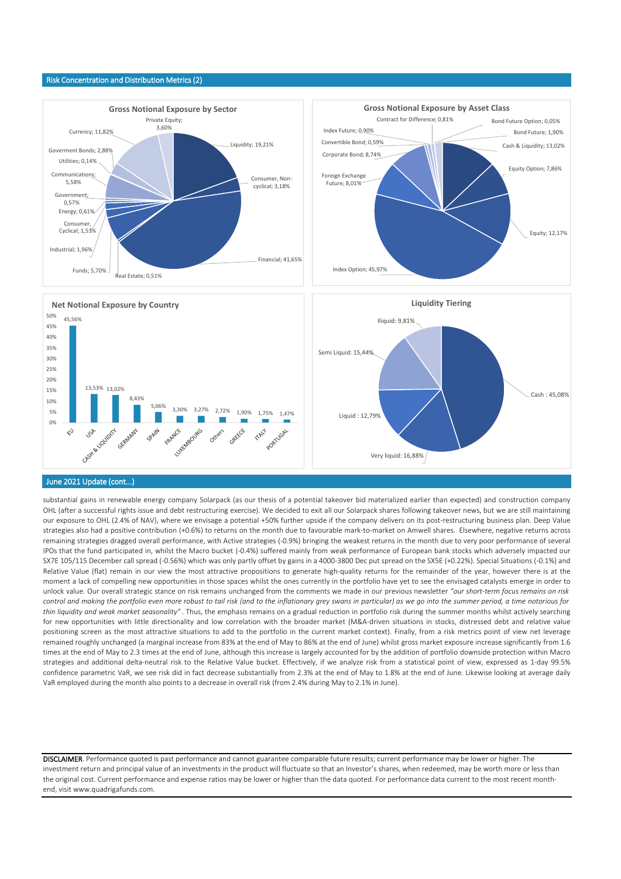## Risk Concentration and Distribution Metrics (2)

**Gross Notional Exposure by Sector**

Private Equity; 3,60%
Currency; 11,82%
Goverment Bonds; 2,88%
Utilities; 0,14%
Communications; 5,58%
Government; 0,57%
Energy; 0,61%
Consumer, Cyclical; 1,53%
Industrial; 1,96%
Funds; 5,70%
Real Estate; 0,51%
Financial; 41,65%
Consumer, Non-cyclical; 3,18%
Liquidity; 19,21%

**Gross Notional Exposure by Asset Class**

Contract for Difference; 0,81%
Index Future; 0,90%
Convertible Bond; 0,59%
Corporate Bond; 8,74%
Foreign Exchange Future; 8,01%
Index Option; 45,97%
Bond Future Option; 0,05%
Bond Future; 1,90%
Cash & Liquidity; 13,02%
Equity Option; 7,86%
Equity; 12,17%

**Net Notional Exposure by Country**

50%
45%
40%
35%
30%
25%
20%
15%
10%
5%
0%

EU 45,56%
USA 13,53%
CASH & LIQUIDITY 13,02%
GERMANY 8,43%
SPAIN 5,06%
FRANCE 3,30%
LUXEMBOURG 3,27%
Others 2,72%
GREECE 1,90%
ITALY 1,75%
PORTUGAL 1,47%

**Liquidity Tiering**

Iliquid: 9,81%
Semi Liquid: 15,44%
Liquid : 12,79%
Very liquid: 16,88%
Cash : 45,08%

## June 2021 Update (cont...)

substantial gains in renewable energy company Solarpack (as our thesis of a potential takeover bid materialized earlier than expected) and construction company OHL (after a successful rights issue and debt restructuring exercise). We decided to exit all our Solarpack shares following takeover news, but we are still maintaining our exposure to OHL (2.4% of NAV), where we envisage a potential +50% further upside if the company delivers on its post-restructuring business plan. Deep Value strategies also had a positive contribution (+0.6%) to returns on the month due to favourable mark-to-market on Amwell shares. Elsewhere, negative returns across remaining strategies dragged overall performance, with Active strategies (-0.9%) bringing the weakest returns in the month due to very poor performance of several IPOs that the fund participated in, whilst the Macro bucket (-0.4%) suffered mainly from weak performance of European bank stocks which adversely impacted our SX7E 105/115 December call spread (-0.56%) which was only partly offset by gains in a 4000-3800 Dec put spread on the SX5E (+0.22%). Special Situations (-0.1%) and Relative Value (flat) remain in our view the most attractive propositions to generate high-quality returns for the remainder of the year, however there is at the moment a lack of compelling new opportunities in those spaces whilst the ones currently in the portfolio have yet to see the envisaged catalysts emerge in order to unlock value. Our overall strategic stance on risk remains unchanged from the comments we made in our previous newsletter *"our short-term focus remains on risk control and making the portfolio even more robust to tail risk (and to the inflationary grey swans in particular) as we go into the summer period, a time notorious for thin liquidity and weak market seasonality"*. Thus, the emphasis remains on a gradual reduction in portfolio risk during the summer months whilst actively searching for new opportunities with little directionality and low correlation with the broader market (M&A-driven situations in stocks, distressed debt and relative value positioning screen as the most attractive situations to add to the portfolio in the current market context). Finally, from a risk metrics point of view net leverage remained roughly unchanged (a marginal increase from 83% at the end of May to 86% at the end of June) whilst gross market exposure increase significantly from 1.6 times at the end of May to 2.3 times at the end of June, although this increase is largely accounted for by the addition of portfolio downside protection within Macro strategies and additional delta-neutral risk to the Relative Value bucket. Effectively, if we analyze risk from a statistical point of view, expressed as 1-day 99.5% confidence parametric VaR, we see risk did in fact decrease substantially from 2.3% at the end of May to 1.8% at the end of June. Likewise looking at average daily VaR employed during the month also points to a decrease in overall risk (from 2.4% during May to 2.1% in June).

**DISCLAIMER**. Performance quoted is past performance and cannot guarantee comparable future results; current performance may be lower or higher. The investment return and principal value of an investments in the product will fluctuate so that an Investor's shares, when redeemed, may be worth more or less than the original cost. Current performance and expense ratios may be lower or higher than the data quoted. For performance data current to the most recent month-end, visit www.quadrigafunds.com.